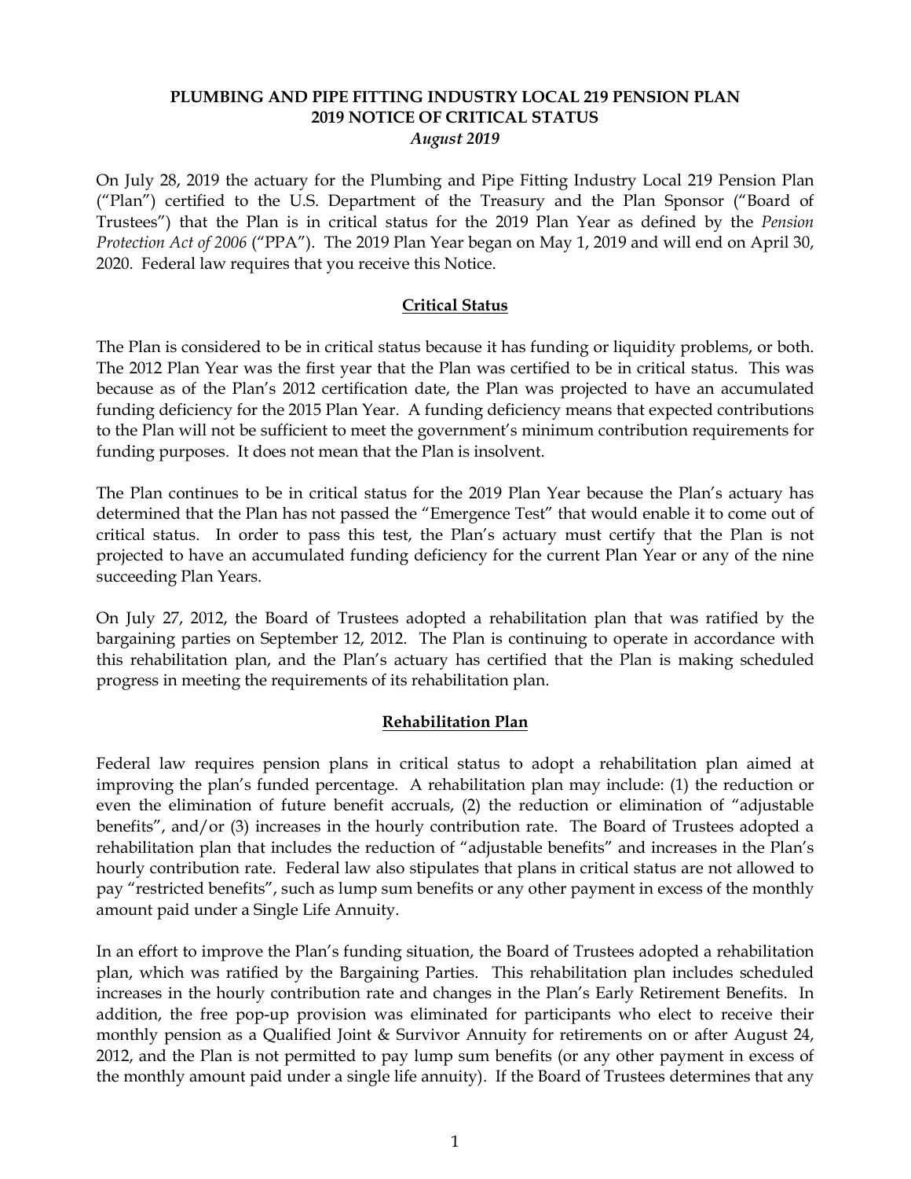**PLUMBING AND PIPE FITTING INDUSTRY LOCAL 219 PENSION PLAN**
**2019 NOTICE OF CRITICAL STATUS**
*August 2019*

On July 28, 2019 the actuary for the Plumbing and Pipe Fitting Industry Local 219 Pension Plan ("Plan") certified to the U.S. Department of the Treasury and the Plan Sponsor ("Board of Trustees") that the Plan is in critical status for the 2019 Plan Year as defined by the *Pension Protection Act of 2006* ("PPA"). The 2019 Plan Year began on May 1, 2019 and will end on April 30, 2020. Federal law requires that you receive this Notice.

## Critical Status

The Plan is considered to be in critical status because it has funding or liquidity problems, or both. The 2012 Plan Year was the first year that the Plan was certified to be in critical status. This was because as of the Plan's 2012 certification date, the Plan was projected to have an accumulated funding deficiency for the 2015 Plan Year. A funding deficiency means that expected contributions to the Plan will not be sufficient to meet the government's minimum contribution requirements for funding purposes. It does not mean that the Plan is insolvent.

The Plan continues to be in critical status for the 2019 Plan Year because the Plan's actuary has determined that the Plan has not passed the "Emergence Test" that would enable it to come out of critical status. In order to pass this test, the Plan's actuary must certify that the Plan is not projected to have an accumulated funding deficiency for the current Plan Year or any of the nine succeeding Plan Years.

On July 27, 2012, the Board of Trustees adopted a rehabilitation plan that was ratified by the bargaining parties on September 12, 2012. The Plan is continuing to operate in accordance with this rehabilitation plan, and the Plan's actuary has certified that the Plan is making scheduled progress in meeting the requirements of its rehabilitation plan.

## Rehabilitation Plan

Federal law requires pension plans in critical status to adopt a rehabilitation plan aimed at improving the plan's funded percentage. A rehabilitation plan may include: (1) the reduction or even the elimination of future benefit accruals, (2) the reduction or elimination of "adjustable benefits", and/or (3) increases in the hourly contribution rate. The Board of Trustees adopted a rehabilitation plan that includes the reduction of "adjustable benefits" and increases in the Plan's hourly contribution rate. Federal law also stipulates that plans in critical status are not allowed to pay "restricted benefits", such as lump sum benefits or any other payment in excess of the monthly amount paid under a Single Life Annuity.

In an effort to improve the Plan's funding situation, the Board of Trustees adopted a rehabilitation plan, which was ratified by the Bargaining Parties. This rehabilitation plan includes scheduled increases in the hourly contribution rate and changes in the Plan's Early Retirement Benefits. In addition, the free pop-up provision was eliminated for participants who elect to receive their monthly pension as a Qualified Joint & Survivor Annuity for retirements on or after August 24, 2012, and the Plan is not permitted to pay lump sum benefits (or any other payment in excess of the monthly amount paid under a single life annuity). If the Board of Trustees determines that any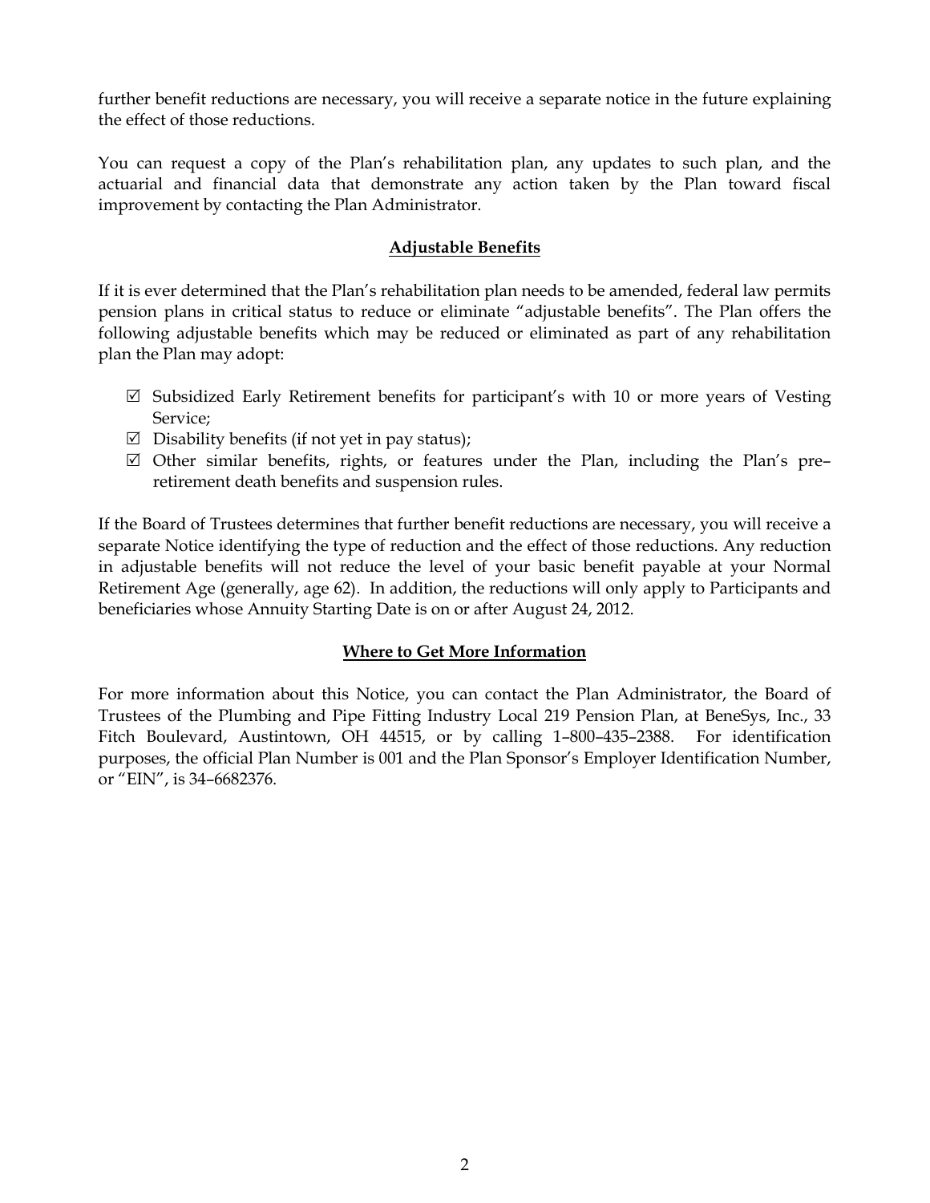further benefit reductions are necessary, you will receive a separate notice in the future explaining the effect of those reductions.

You can request a copy of the Plan's rehabilitation plan, any updates to such plan, and the actuarial and financial data that demonstrate any action taken by the Plan toward fiscal improvement by contacting the Plan Administrator.

## Adjustable Benefits

If it is ever determined that the Plan's rehabilitation plan needs to be amended, federal law permits pension plans in critical status to reduce or eliminate "adjustable benefits". The Plan offers the following adjustable benefits which may be reduced or eliminated as part of any rehabilitation plan the Plan may adopt:

- ☑ Subsidized Early Retirement benefits for participant's with 10 or more years of Vesting Service;
- ☑ Disability benefits (if not yet in pay status);
- ☑ Other similar benefits, rights, or features under the Plan, including the Plan's pre–retirement death benefits and suspension rules.

If the Board of Trustees determines that further benefit reductions are necessary, you will receive a separate Notice identifying the type of reduction and the effect of those reductions. Any reduction in adjustable benefits will not reduce the level of your basic benefit payable at your Normal Retirement Age (generally, age 62). In addition, the reductions will only apply to Participants and beneficiaries whose Annuity Starting Date is on or after August 24, 2012.

## Where to Get More Information

For more information about this Notice, you can contact the Plan Administrator, the Board of Trustees of the Plumbing and Pipe Fitting Industry Local 219 Pension Plan, at BeneSys, Inc., 33 Fitch Boulevard, Austintown, OH 44515, or by calling 1–800–435–2388. For identification purposes, the official Plan Number is 001 and the Plan Sponsor's Employer Identification Number, or "EIN", is 34–6682376.